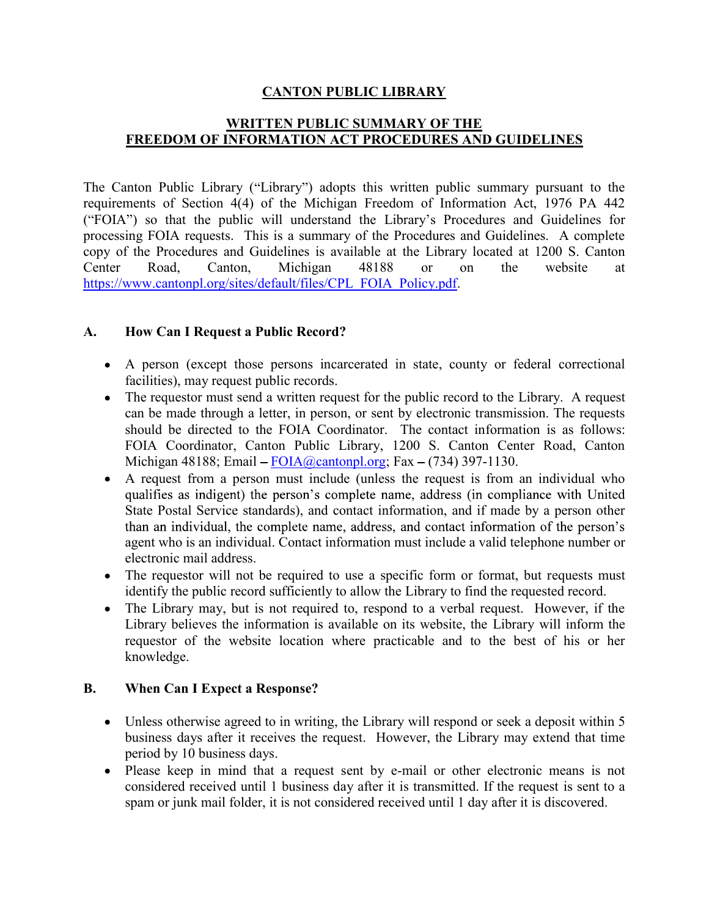# CANTON PUBLIC LIBRARY

## WRITTEN PUBLIC SUMMARY OF THE FREEDOM OF INFORMATION ACT PROCEDURES AND GUIDELINES

The Canton Public Library ("Library") adopts this written public summary pursuant to the requirements of Section 4(4) of the Michigan Freedom of Information Act, 1976 PA 442 ("FOIA") so that the public will understand the Library's Procedures and Guidelines for processing FOIA requests. This is a summary of the Procedures and Guidelines. A complete copy of the Procedures and Guidelines is available at the Library located at 1200 S. Canton Center Road, Canton, Michigan 48188 or on the website at https://www.cantonpl.org/sites/default/files/CPL_FOIA_Policy.pdf.

### A. How Can I Request a Public Record?

- A person (except those persons incarcerated in state, county or federal correctional facilities), may request public records.
- The requestor must send a written request for the public record to the Library. A request can be made through a letter, in person, or sent by electronic transmission. The requests should be directed to the FOIA Coordinator. The contact information is as follows: FOIA Coordinator, Canton Public Library, 1200 S. Canton Center Road, Canton Michigan 48188; Email – FOIA@cantonpl.org; Fax – (734) 397-1130.
- A request from a person must include (unless the request is from an individual who qualifies as indigent) the person's complete name, address (in compliance with United State Postal Service standards), and contact information, and if made by a person other than an individual, the complete name, address, and contact information of the person's agent who is an individual. Contact information must include a valid telephone number or electronic mail address.
- The requestor will not be required to use a specific form or format, but requests must identify the public record sufficiently to allow the Library to find the requested record.
- The Library may, but is not required to, respond to a verbal request. However, if the Library believes the information is available on its website, the Library will inform the requestor of the website location where practicable and to the best of his or her knowledge.

### B. When Can I Expect a Response?

- Unless otherwise agreed to in writing, the Library will respond or seek a deposit within 5 business days after it receives the request. However, the Library may extend that time period by 10 business days.
- Please keep in mind that a request sent by e-mail or other electronic means is not considered received until 1 business day after it is transmitted. If the request is sent to a spam or junk mail folder, it is not considered received until 1 day after it is discovered.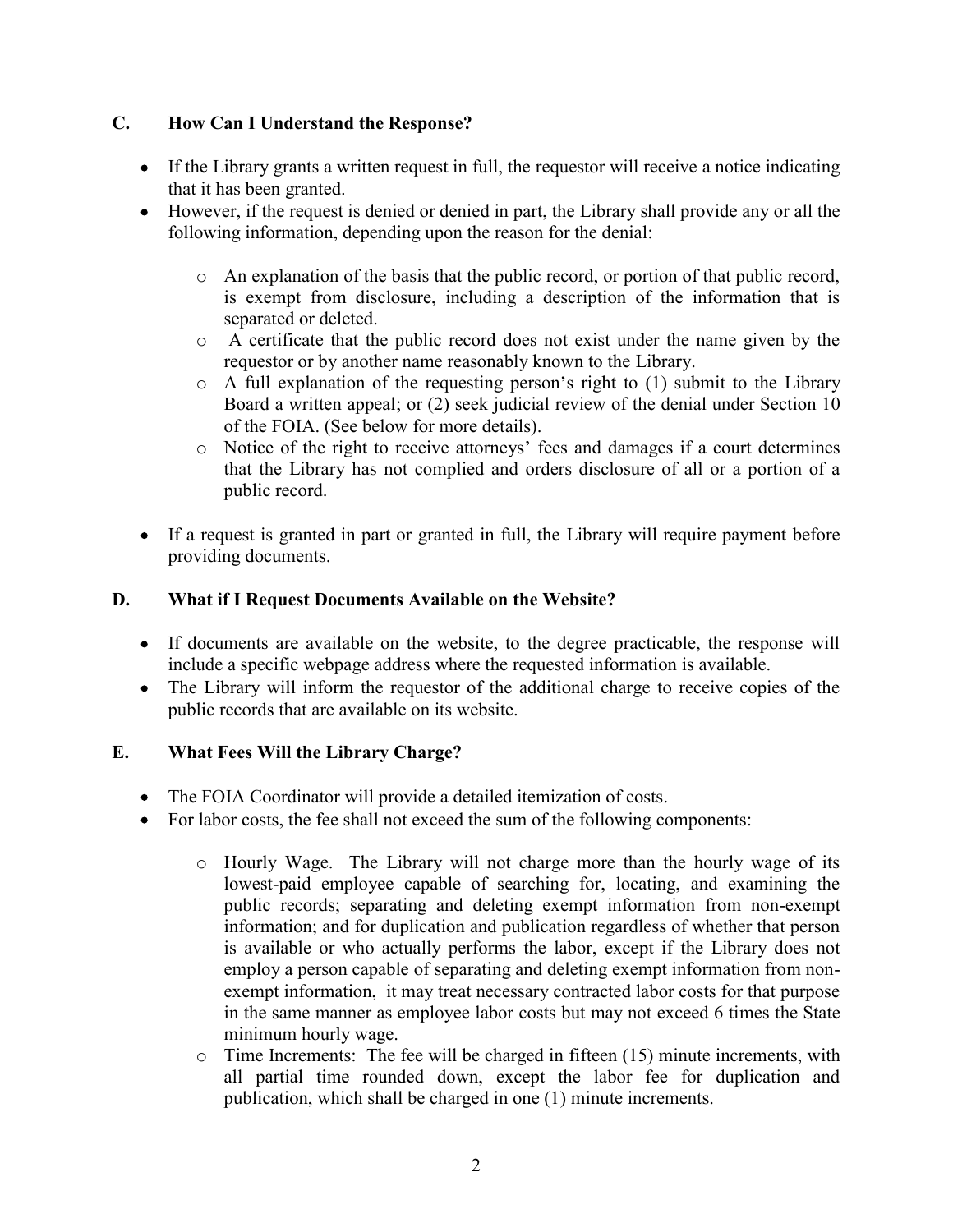## C. How Can I Understand the Response?

- If the Library grants a written request in full, the requestor will receive a notice indicating that it has been granted.
- However, if the request is denied or denied in part, the Library shall provide any or all the following information, depending upon the reason for the denial:
  - An explanation of the basis that the public record, or portion of that public record, is exempt from disclosure, including a description of the information that is separated or deleted.
  - A certificate that the public record does not exist under the name given by the requestor or by another name reasonably known to the Library.
  - A full explanation of the requesting person's right to (1) submit to the Library Board a written appeal; or (2) seek judicial review of the denial under Section 10 of the FOIA. (See below for more details).
  - Notice of the right to receive attorneys' fees and damages if a court determines that the Library has not complied and orders disclosure of all or a portion of a public record.
- If a request is granted in part or granted in full, the Library will require payment before providing documents.

## D. What if I Request Documents Available on the Website?

- If documents are available on the website, to the degree practicable, the response will include a specific webpage address where the requested information is available.
- The Library will inform the requestor of the additional charge to receive copies of the public records that are available on its website.

## E. What Fees Will the Library Charge?

- The FOIA Coordinator will provide a detailed itemization of costs.
- For labor costs, the fee shall not exceed the sum of the following components:
  - <u>Hourly Wage.</u> The Library will not charge more than the hourly wage of its lowest-paid employee capable of searching for, locating, and examining the public records; separating and deleting exempt information from non-exempt information; and for duplication and publication regardless of whether that person is available or who actually performs the labor, except if the Library does not employ a person capable of separating and deleting exempt information from non-exempt information, it may treat necessary contracted labor costs for that purpose in the same manner as employee labor costs but may not exceed 6 times the State minimum hourly wage.
  - <u>Time Increments:</u> The fee will be charged in fifteen (15) minute increments, with all partial time rounded down, except the labor fee for duplication and publication, which shall be charged in one (1) minute increments.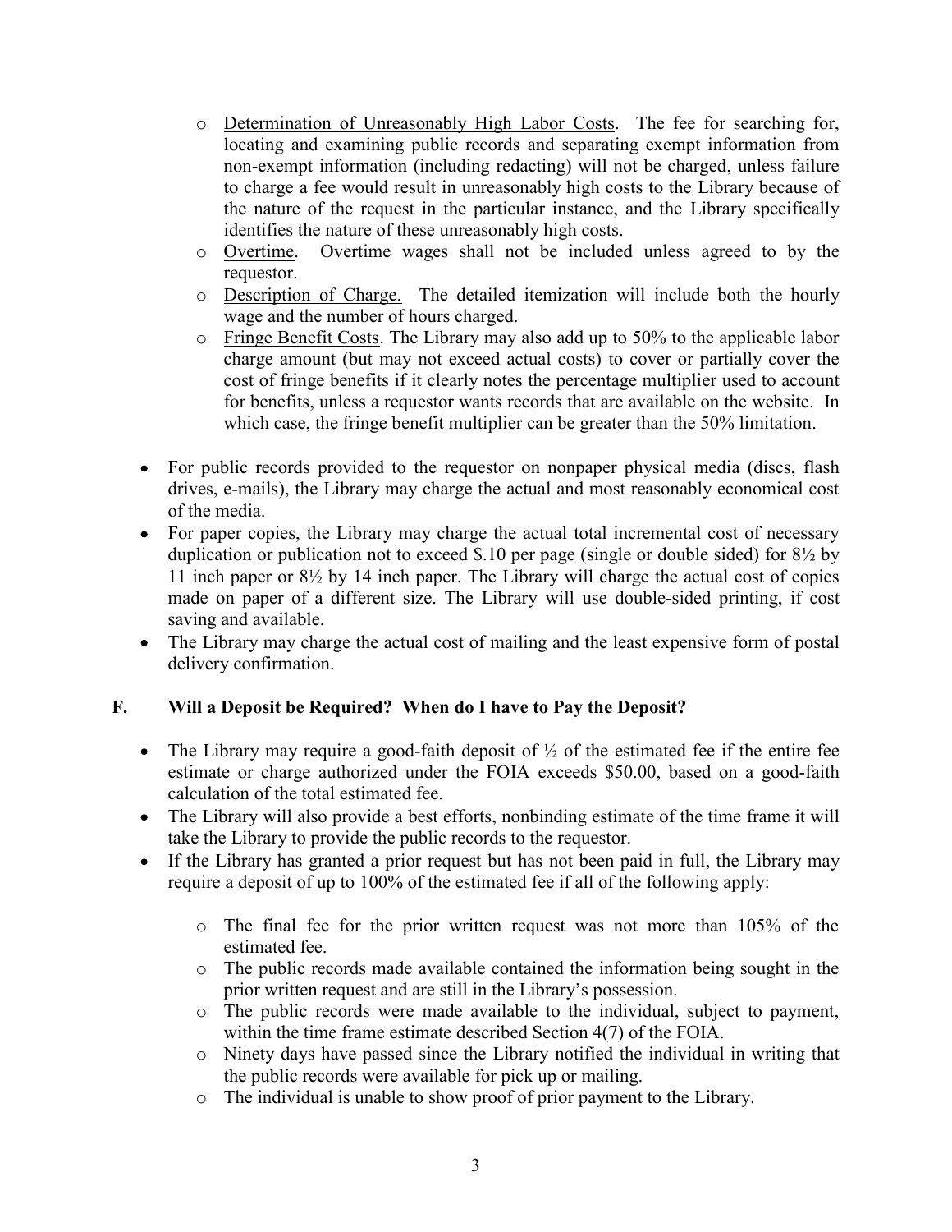- Determination of Unreasonably High Labor Costs. The fee for searching for, locating and examining public records and separating exempt information from non-exempt information (including redacting) will not be charged, unless failure to charge a fee would result in unreasonably high costs to the Library because of the nature of the request in the particular instance, and the Library specifically identifies the nature of these unreasonably high costs.
  - Overtime. Overtime wages shall not be included unless agreed to by the requestor.
  - Description of Charge. The detailed itemization will include both the hourly wage and the number of hours charged.
  - Fringe Benefit Costs. The Library may also add up to 50% to the applicable labor charge amount (but may not exceed actual costs) to cover or partially cover the cost of fringe benefits if it clearly notes the percentage multiplier used to account for benefits, unless a requestor wants records that are available on the website. In which case, the fringe benefit multiplier can be greater than the 50% limitation.

- For public records provided to the requestor on nonpaper physical media (discs, flash drives, e-mails), the Library may charge the actual and most reasonably economical cost of the media.
- For paper copies, the Library may charge the actual total incremental cost of necessary duplication or publication not to exceed $.10 per page (single or double sided) for 8½ by 11 inch paper or 8½ by 14 inch paper. The Library will charge the actual cost of copies made on paper of a different size. The Library will use double-sided printing, if cost saving and available.
- The Library may charge the actual cost of mailing and the least expensive form of postal delivery confirmation.

## F. Will a Deposit be Required? When do I have to Pay the Deposit?

- The Library may require a good-faith deposit of ½ of the estimated fee if the entire fee estimate or charge authorized under the FOIA exceeds $50.00, based on a good-faith calculation of the total estimated fee.
- The Library will also provide a best efforts, nonbinding estimate of the time frame it will take the Library to provide the public records to the requestor.
- If the Library has granted a prior request but has not been paid in full, the Library may require a deposit of up to 100% of the estimated fee if all of the following apply:
  - The final fee for the prior written request was not more than 105% of the estimated fee.
  - The public records made available contained the information being sought in the prior written request and are still in the Library's possession.
  - The public records were made available to the individual, subject to payment, within the time frame estimate described Section 4(7) of the FOIA.
  - Ninety days have passed since the Library notified the individual in writing that the public records were available for pick up or mailing.
  - The individual is unable to show proof of prior payment to the Library.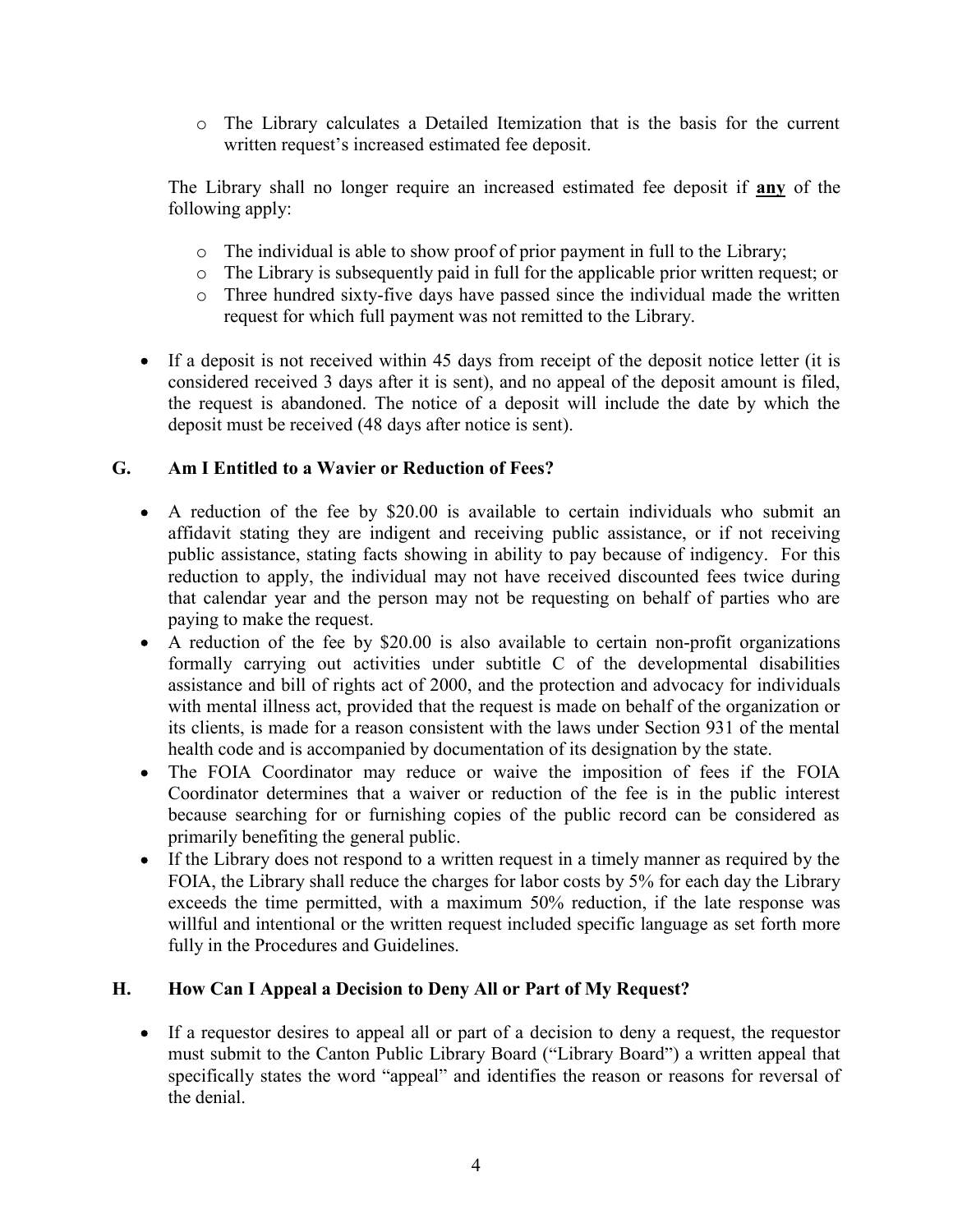- The Library calculates a Detailed Itemization that is the basis for the current written request's increased estimated fee deposit.

The Library shall no longer require an increased estimated fee deposit if **any** of the following apply:

- The individual is able to show proof of prior payment in full to the Library;
- The Library is subsequently paid in full for the applicable prior written request; or
- Three hundred sixty-five days have passed since the individual made the written request for which full payment was not remitted to the Library.

- If a deposit is not received within 45 days from receipt of the deposit notice letter (it is considered received 3 days after it is sent), and no appeal of the deposit amount is filed, the request is abandoned. The notice of a deposit will include the date by which the deposit must be received (48 days after notice is sent).

## G. Am I Entitled to a Wavier or Reduction of Fees?

- A reduction of the fee by $20.00 is available to certain individuals who submit an affidavit stating they are indigent and receiving public assistance, or if not receiving public assistance, stating facts showing in ability to pay because of indigency. For this reduction to apply, the individual may not have received discounted fees twice during that calendar year and the person may not be requesting on behalf of parties who are paying to make the request.
- A reduction of the fee by $20.00 is also available to certain non-profit organizations formally carrying out activities under subtitle C of the developmental disabilities assistance and bill of rights act of 2000, and the protection and advocacy for individuals with mental illness act, provided that the request is made on behalf of the organization or its clients, is made for a reason consistent with the laws under Section 931 of the mental health code and is accompanied by documentation of its designation by the state.
- The FOIA Coordinator may reduce or waive the imposition of fees if the FOIA Coordinator determines that a waiver or reduction of the fee is in the public interest because searching for or furnishing copies of the public record can be considered as primarily benefiting the general public.
- If the Library does not respond to a written request in a timely manner as required by the FOIA, the Library shall reduce the charges for labor costs by 5% for each day the Library exceeds the time permitted, with a maximum 50% reduction, if the late response was willful and intentional or the written request included specific language as set forth more fully in the Procedures and Guidelines.

## H. How Can I Appeal a Decision to Deny All or Part of My Request?

- If a requestor desires to appeal all or part of a decision to deny a request, the requestor must submit to the Canton Public Library Board ("Library Board") a written appeal that specifically states the word "appeal" and identifies the reason or reasons for reversal of the denial.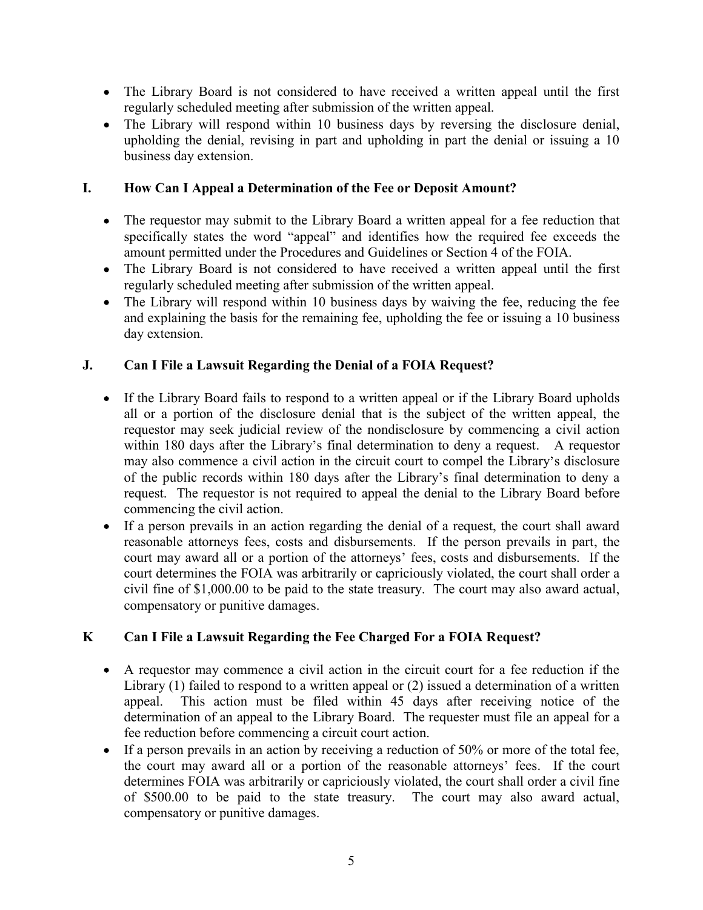- The Library Board is not considered to have received a written appeal until the first regularly scheduled meeting after submission of the written appeal.
- The Library will respond within 10 business days by reversing the disclosure denial, upholding the denial, revising in part and upholding in part the denial or issuing a 10 business day extension.

## I. How Can I Appeal a Determination of the Fee or Deposit Amount?

- The requestor may submit to the Library Board a written appeal for a fee reduction that specifically states the word "appeal" and identifies how the required fee exceeds the amount permitted under the Procedures and Guidelines or Section 4 of the FOIA.
- The Library Board is not considered to have received a written appeal until the first regularly scheduled meeting after submission of the written appeal.
- The Library will respond within 10 business days by waiving the fee, reducing the fee and explaining the basis for the remaining fee, upholding the fee or issuing a 10 business day extension.

## J. Can I File a Lawsuit Regarding the Denial of a FOIA Request?

- If the Library Board fails to respond to a written appeal or if the Library Board upholds all or a portion of the disclosure denial that is the subject of the written appeal, the requestor may seek judicial review of the nondisclosure by commencing a civil action within 180 days after the Library's final determination to deny a request. A requestor may also commence a civil action in the circuit court to compel the Library's disclosure of the public records within 180 days after the Library's final determination to deny a request. The requestor is not required to appeal the denial to the Library Board before commencing the civil action.
- If a person prevails in an action regarding the denial of a request, the court shall award reasonable attorneys fees, costs and disbursements. If the person prevails in part, the court may award all or a portion of the attorneys' fees, costs and disbursements. If the court determines the FOIA was arbitrarily or capriciously violated, the court shall order a civil fine of $1,000.00 to be paid to the state treasury. The court may also award actual, compensatory or punitive damages.

## K Can I File a Lawsuit Regarding the Fee Charged For a FOIA Request?

- A requestor may commence a civil action in the circuit court for a fee reduction if the Library (1) failed to respond to a written appeal or (2) issued a determination of a written appeal. This action must be filed within 45 days after receiving notice of the determination of an appeal to the Library Board. The requester must file an appeal for a fee reduction before commencing a circuit court action.
- If a person prevails in an action by receiving a reduction of 50% or more of the total fee, the court may award all or a portion of the reasonable attorneys' fees. If the court determines FOIA was arbitrarily or capriciously violated, the court shall order a civil fine of $500.00 to be paid to the state treasury. The court may also award actual, compensatory or punitive damages.